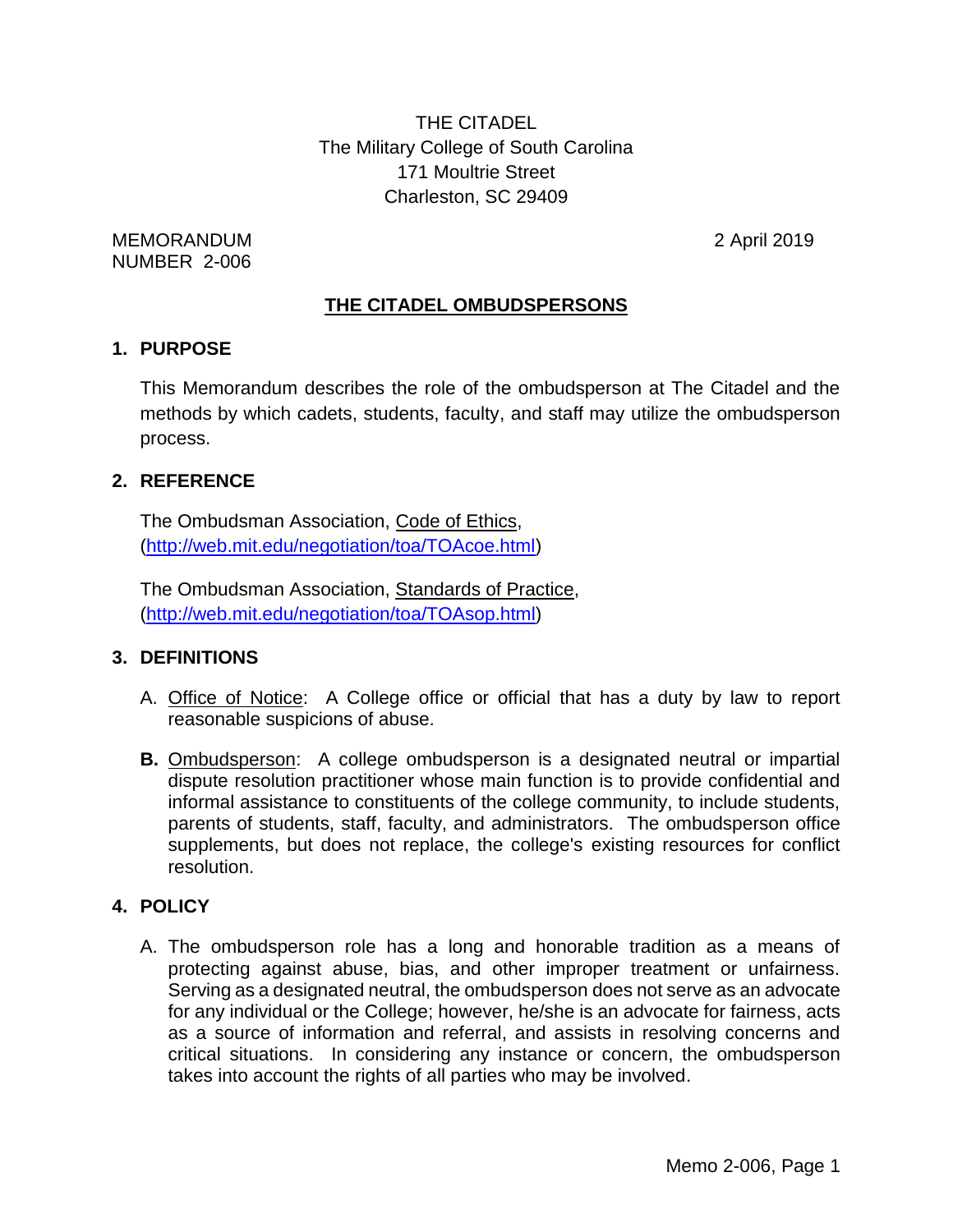THE CITADEL
The Military College of South Carolina
171 Moultrie Street
Charleston, SC 29409

MEMORANDUM
NUMBER 2-006

2 April 2019

# THE CITADEL OMBUDSPERSONS

## 1. PURPOSE

This Memorandum describes the role of the ombudsperson at The Citadel and the methods by which cadets, students, faculty, and staff may utilize the ombudsperson process.

## 2. REFERENCE

The Ombudsman Association, Code of Ethics, (http://web.mit.edu/negotiation/toa/TOAcoe.html)

The Ombudsman Association, Standards of Practice, (http://web.mit.edu/negotiation/toa/TOAsop.html)

## 3. DEFINITIONS

A. Office of Notice: A College office or official that has a duty by law to report reasonable suspicions of abuse.

**B.** Ombudsperson: A college ombudsperson is a designated neutral or impartial dispute resolution practitioner whose main function is to provide confidential and informal assistance to constituents of the college community, to include students, parents of students, staff, faculty, and administrators. The ombudsperson office supplements, but does not replace, the college's existing resources for conflict resolution.

## 4. POLICY

A. The ombudsperson role has a long and honorable tradition as a means of protecting against abuse, bias, and other improper treatment or unfairness. Serving as a designated neutral, the ombudsperson does not serve as an advocate for any individual or the College; however, he/she is an advocate for fairness, acts as a source of information and referral, and assists in resolving concerns and critical situations. In considering any instance or concern, the ombudsperson takes into account the rights of all parties who may be involved.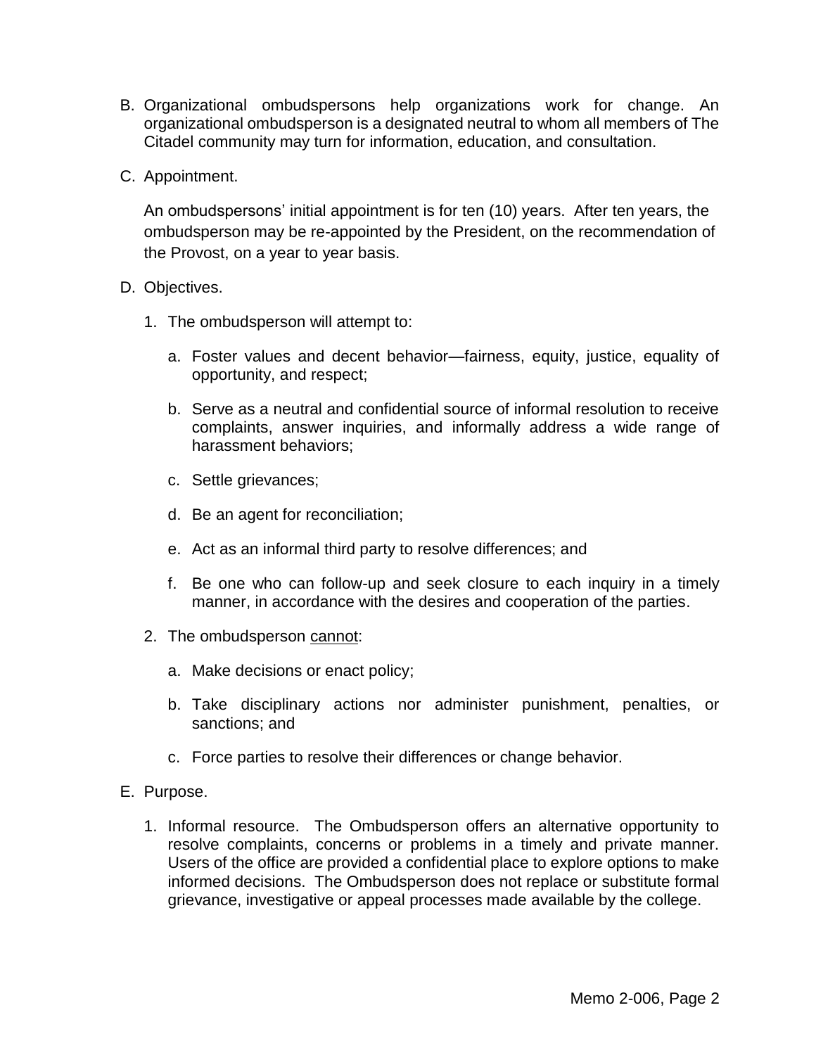B. Organizational ombudspersons help organizations work for change. An organizational ombudsperson is a designated neutral to whom all members of The Citadel community may turn for information, education, and consultation.

C. Appointment.

   An ombudspersons' initial appointment is for ten (10) years. After ten years, the ombudsperson may be re-appointed by the President, on the recommendation of the Provost, on a year to year basis.

D. Objectives.

   1. The ombudsperson will attempt to:

      a. Foster values and decent behavior—fairness, equity, justice, equality of opportunity, and respect;

      b. Serve as a neutral and confidential source of informal resolution to receive complaints, answer inquiries, and informally address a wide range of harassment behaviors;

      c. Settle grievances;

      d. Be an agent for reconciliation;

      e. Act as an informal third party to resolve differences; and

      f. Be one who can follow-up and seek closure to each inquiry in a timely manner, in accordance with the desires and cooperation of the parties.

   2. The ombudsperson <u>cannot</u>:

      a. Make decisions or enact policy;

      b. Take disciplinary actions nor administer punishment, penalties, or sanctions; and

      c. Force parties to resolve their differences or change behavior.

E. Purpose.

   1. Informal resource. The Ombudsperson offers an alternative opportunity to resolve complaints, concerns or problems in a timely and private manner. Users of the office are provided a confidential place to explore options to make informed decisions. The Ombudsperson does not replace or substitute formal grievance, investigative or appeal processes made available by the college.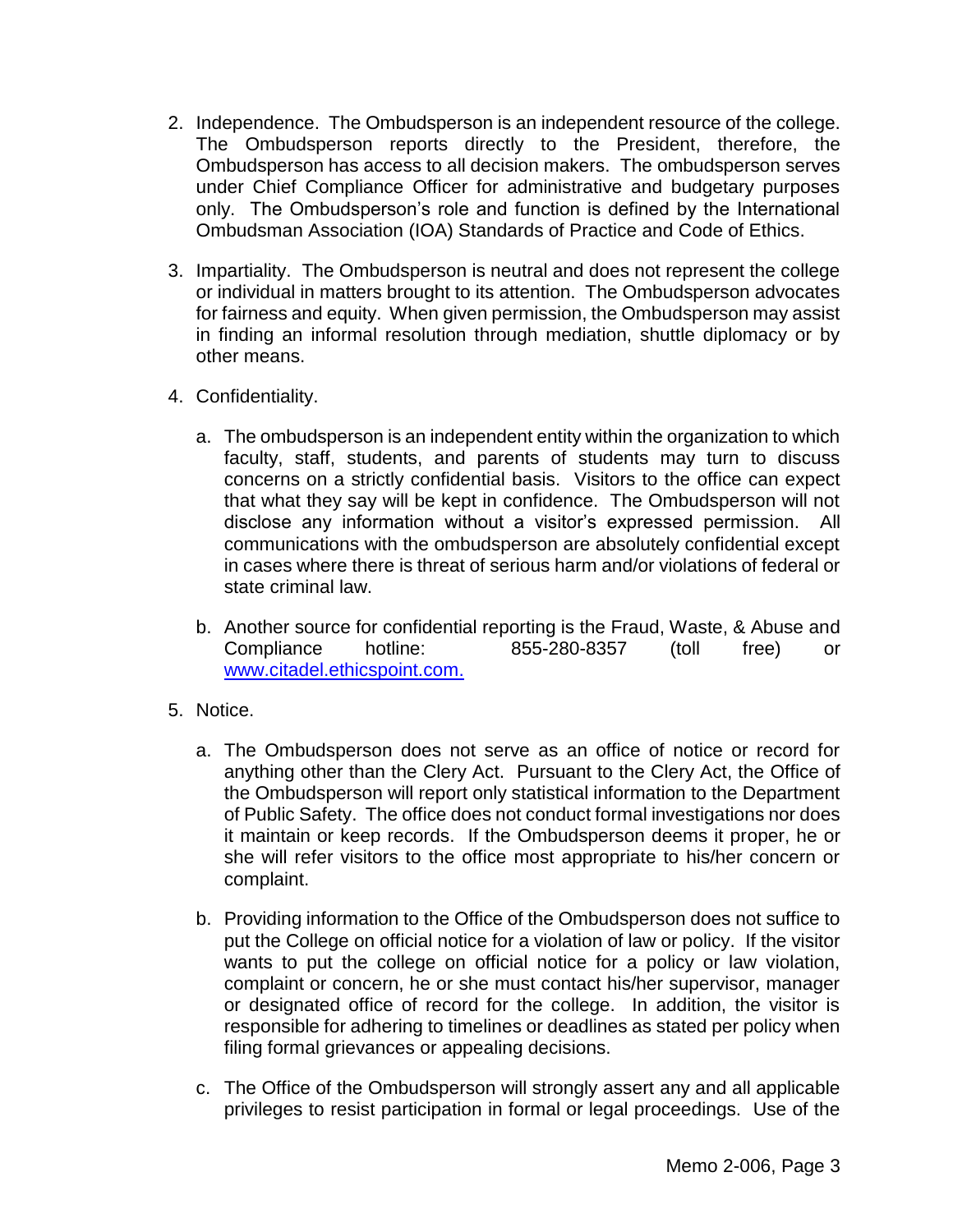2. Independence. The Ombudsperson is an independent resource of the college. The Ombudsperson reports directly to the President, therefore, the Ombudsperson has access to all decision makers. The ombudsperson serves under Chief Compliance Officer for administrative and budgetary purposes only. The Ombudsperson's role and function is defined by the International Ombudsman Association (IOA) Standards of Practice and Code of Ethics.

3. Impartiality. The Ombudsperson is neutral and does not represent the college or individual in matters brought to its attention. The Ombudsperson advocates for fairness and equity. When given permission, the Ombudsperson may assist in finding an informal resolution through mediation, shuttle diplomacy or by other means.

4. Confidentiality.

   a. The ombudsperson is an independent entity within the organization to which faculty, staff, students, and parents of students may turn to discuss concerns on a strictly confidential basis. Visitors to the office can expect that what they say will be kept in confidence. The Ombudsperson will not disclose any information without a visitor's expressed permission. All communications with the ombudsperson are absolutely confidential except in cases where there is threat of serious harm and/or violations of federal or state criminal law.

   b. Another source for confidential reporting is the Fraud, Waste, & Abuse and Compliance hotline: 855-280-8357 (toll free) or [www.citadel.ethicspoint.com.](www.citadel.ethicspoint.com)

5. Notice.

   a. The Ombudsperson does not serve as an office of notice or record for anything other than the Clery Act. Pursuant to the Clery Act, the Office of the Ombudsperson will report only statistical information to the Department of Public Safety. The office does not conduct formal investigations nor does it maintain or keep records. If the Ombudsperson deems it proper, he or she will refer visitors to the office most appropriate to his/her concern or complaint.

   b. Providing information to the Office of the Ombudsperson does not suffice to put the College on official notice for a violation of law or policy. If the visitor wants to put the college on official notice for a policy or law violation, complaint or concern, he or she must contact his/her supervisor, manager or designated office of record for the college. In addition, the visitor is responsible for adhering to timelines or deadlines as stated per policy when filing formal grievances or appealing decisions.

   c. The Office of the Ombudsperson will strongly assert any and all applicable privileges to resist participation in formal or legal proceedings. Use of the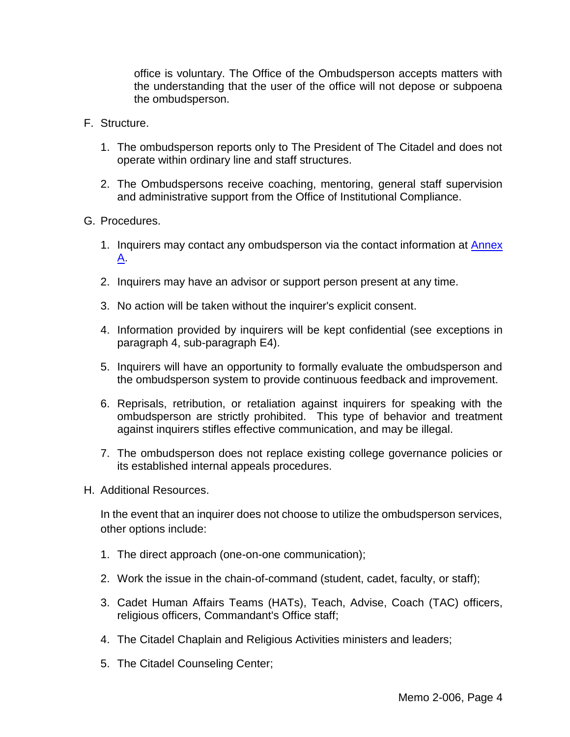office is voluntary. The Office of the Ombudsperson accepts matters with the understanding that the user of the office will not depose or subpoena the ombudsperson.

F. Structure.

1. The ombudsperson reports only to The President of The Citadel and does not operate within ordinary line and staff structures.

2. The Ombudspersons receive coaching, mentoring, general staff supervision and administrative support from the Office of Institutional Compliance.

G. Procedures.

1. Inquirers may contact any ombudsperson via the contact information at [Annex A](#).

2. Inquirers may have an advisor or support person present at any time.

3. No action will be taken without the inquirer's explicit consent.

4. Information provided by inquirers will be kept confidential (see exceptions in paragraph 4, sub-paragraph E4).

5. Inquirers will have an opportunity to formally evaluate the ombudsperson and the ombudsperson system to provide continuous feedback and improvement.

6. Reprisals, retribution, or retaliation against inquirers for speaking with the ombudsperson are strictly prohibited. This type of behavior and treatment against inquirers stifles effective communication, and may be illegal.

7. The ombudsperson does not replace existing college governance policies or its established internal appeals procedures.

H. Additional Resources.

In the event that an inquirer does not choose to utilize the ombudsperson services, other options include:

1. The direct approach (one-on-one communication);

2. Work the issue in the chain-of-command (student, cadet, faculty, or staff);

3. Cadet Human Affairs Teams (HATs), Teach, Advise, Coach (TAC) officers, religious officers, Commandant's Office staff;

4. The Citadel Chaplain and Religious Activities ministers and leaders;

5. The Citadel Counseling Center;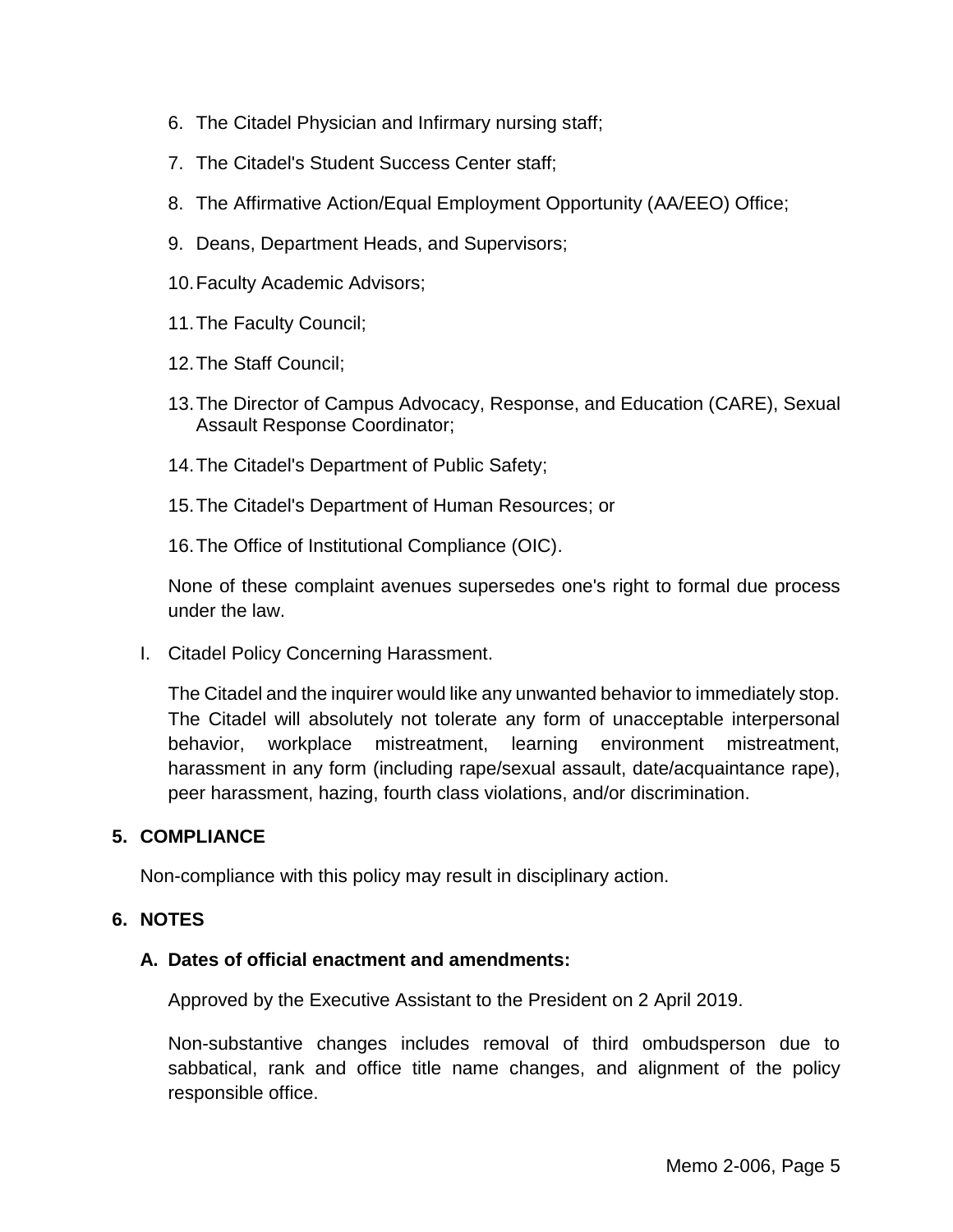6. The Citadel Physician and Infirmary nursing staff;
7. The Citadel's Student Success Center staff;
8. The Affirmative Action/Equal Employment Opportunity (AA/EEO) Office;
9. Deans, Department Heads, and Supervisors;
10. Faculty Academic Advisors;
11. The Faculty Council;
12. The Staff Council;
13. The Director of Campus Advocacy, Response, and Education (CARE), Sexual Assault Response Coordinator;
14. The Citadel's Department of Public Safety;
15. The Citadel's Department of Human Resources; or
16. The Office of Institutional Compliance (OIC).

None of these complaint avenues supersedes one's right to formal due process under the law.

I. Citadel Policy Concerning Harassment.

The Citadel and the inquirer would like any unwanted behavior to immediately stop. The Citadel will absolutely not tolerate any form of unacceptable interpersonal behavior, workplace mistreatment, learning environment mistreatment, harassment in any form (including rape/sexual assault, date/acquaintance rape), peer harassment, hazing, fourth class violations, and/or discrimination.

## 5. COMPLIANCE

Non-compliance with this policy may result in disciplinary action.

## 6. NOTES

### A. Dates of official enactment and amendments:

Approved by the Executive Assistant to the President on 2 April 2019.

Non-substantive changes includes removal of third ombudsperson due to sabbatical, rank and office title name changes, and alignment of the policy responsible office.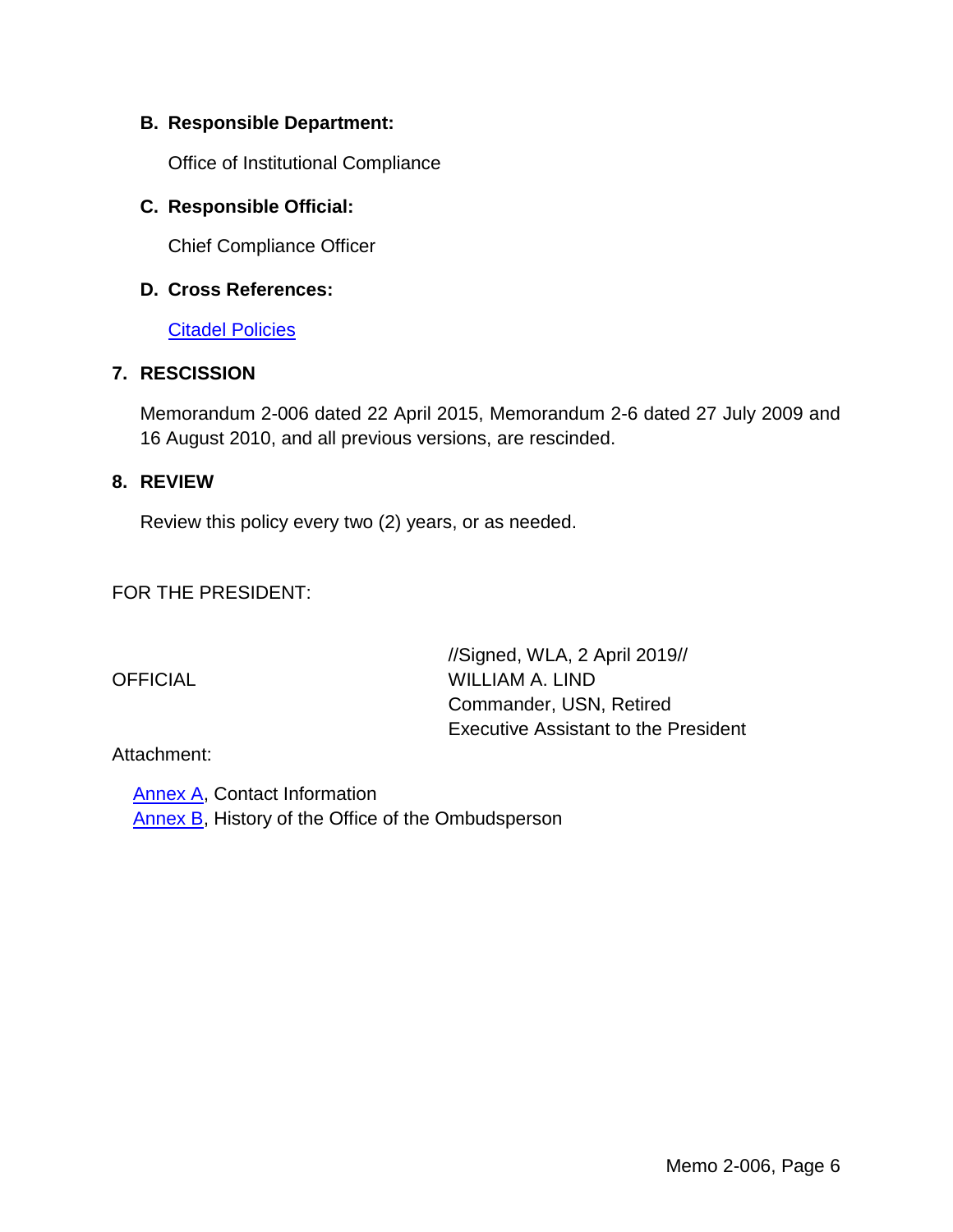**B. Responsible Department:**

Office of Institutional Compliance

**C. Responsible Official:**

Chief Compliance Officer

**D. Cross References:**

[Citadel Policies]

**7. RESCISSION**

Memorandum 2-006 dated 22 April 2015, Memorandum 2-6 dated 27 July 2009 and 16 August 2010, and all previous versions, are rescinded.

**8. REVIEW**

Review this policy every two (2) years, or as needed.

FOR THE PRESIDENT:

OFFICIAL

//Signed, WLA, 2 April 2019//
WILLIAM A. LIND
Commander, USN, Retired
Executive Assistant to the President

Attachment:

[Annex A], Contact Information
[Annex B], History of the Office of the Ombudsperson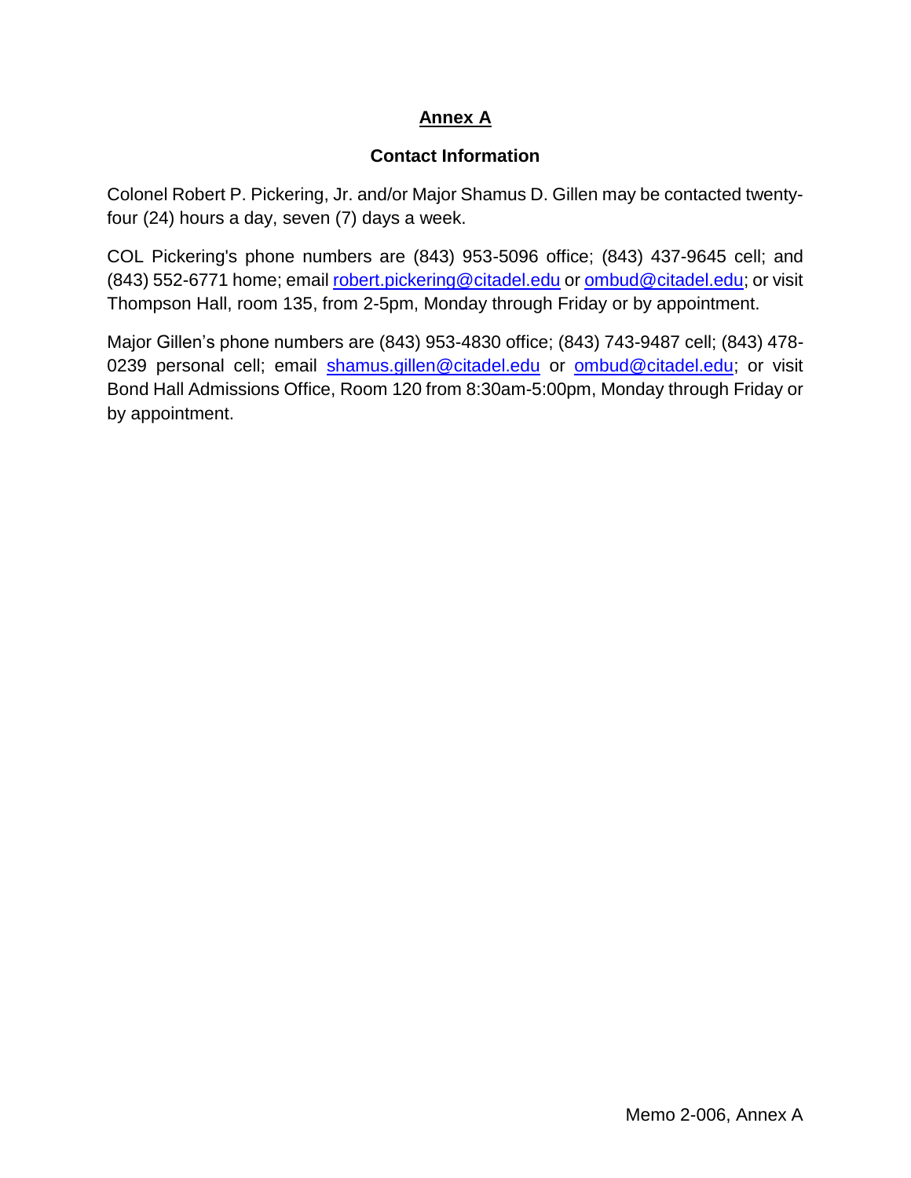# Annex A

## Contact Information

Colonel Robert P. Pickering, Jr. and/or Major Shamus D. Gillen may be contacted twenty-four (24) hours a day, seven (7) days a week.

COL Pickering's phone numbers are (843) 953-5096 office; (843) 437-9645 cell; and (843) 552-6771 home; email robert.pickering@citadel.edu or ombud@citadel.edu; or visit Thompson Hall, room 135, from 2-5pm, Monday through Friday or by appointment.

Major Gillen's phone numbers are (843) 953-4830 office; (843) 743-9487 cell; (843) 478-0239 personal cell; email shamus.gillen@citadel.edu or ombud@citadel.edu; or visit Bond Hall Admissions Office, Room 120 from 8:30am-5:00pm, Monday through Friday or by appointment.

Memo 2-006, Annex A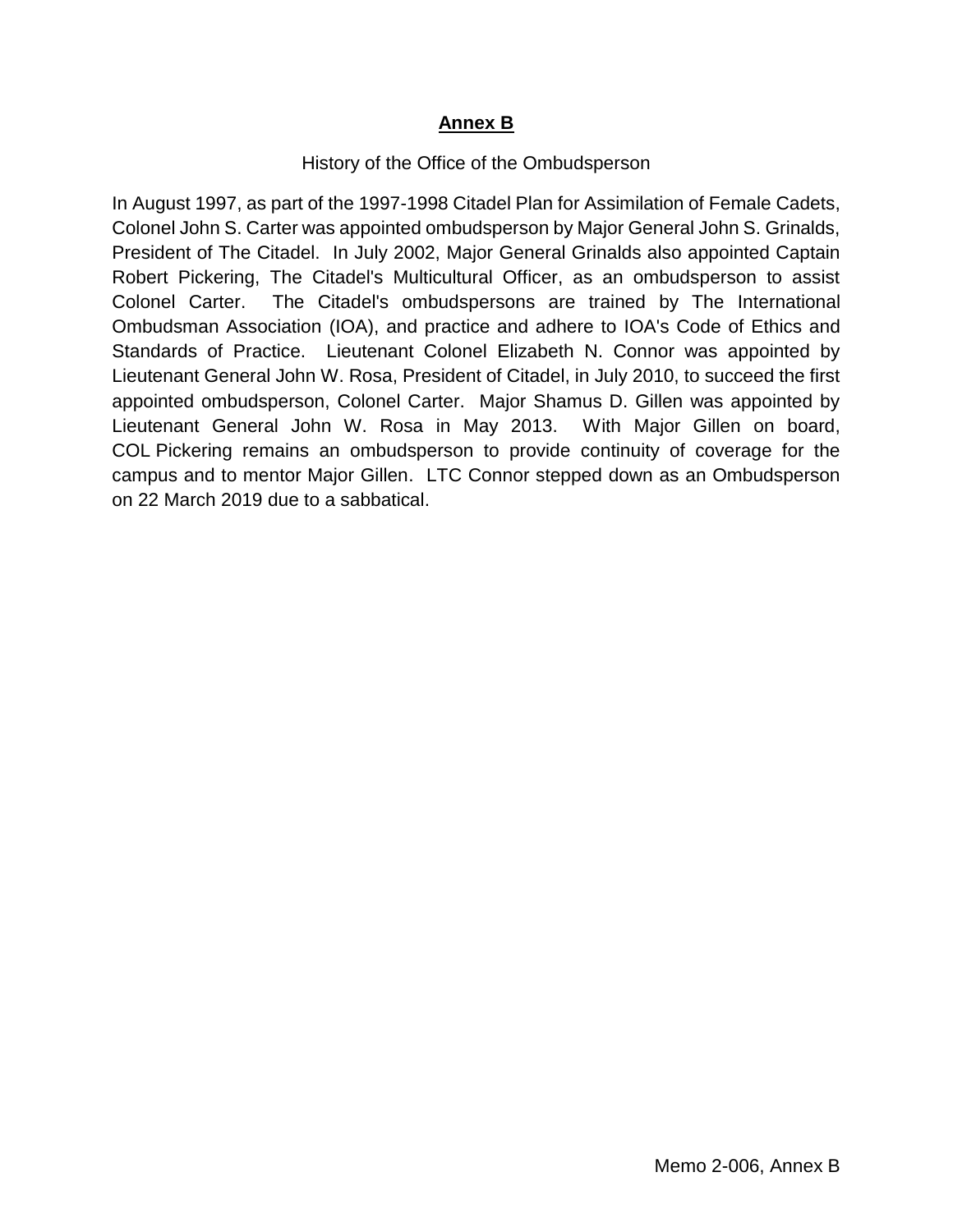## Annex B

History of the Office of the Ombudsperson

In August 1997, as part of the 1997-1998 Citadel Plan for Assimilation of Female Cadets, Colonel John S. Carter was appointed ombudsperson by Major General John S. Grinalds, President of The Citadel. In July 2002, Major General Grinalds also appointed Captain Robert Pickering, The Citadel's Multicultural Officer, as an ombudsperson to assist Colonel Carter. The Citadel's ombudspersons are trained by The International Ombudsman Association (IOA), and practice and adhere to IOA's Code of Ethics and Standards of Practice. Lieutenant Colonel Elizabeth N. Connor was appointed by Lieutenant General John W. Rosa, President of Citadel, in July 2010, to succeed the first appointed ombudsperson, Colonel Carter. Major Shamus D. Gillen was appointed by Lieutenant General John W. Rosa in May 2013. With Major Gillen on board, COL Pickering remains an ombudsperson to provide continuity of coverage for the campus and to mentor Major Gillen. LTC Connor stepped down as an Ombudsperson on 22 March 2019 due to a sabbatical.